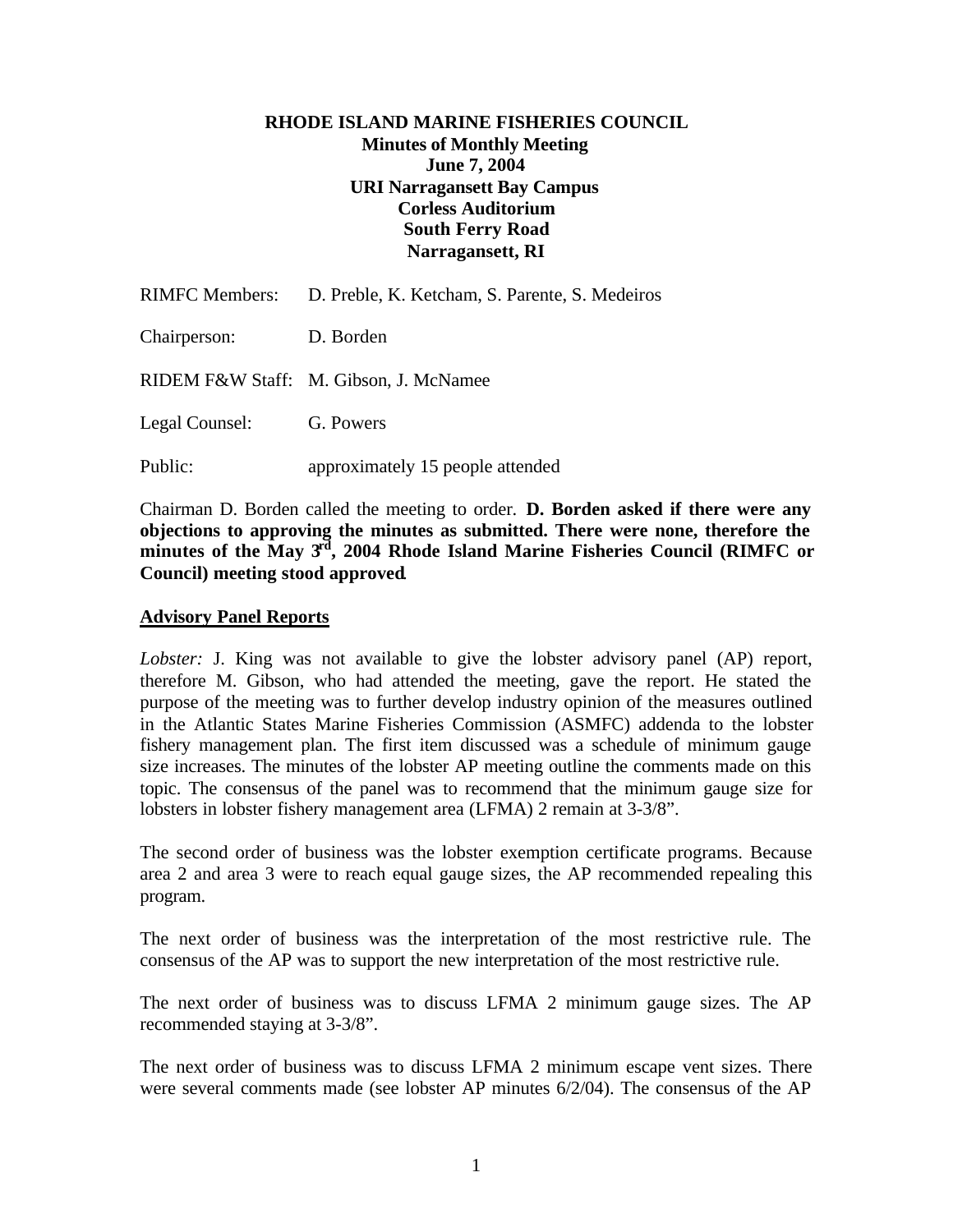**RHODE ISLAND MARINE FISHERIES COUNCIL**
**Minutes of Monthly Meeting**
**June 7, 2004**
**URI Narragansett Bay Campus**
**Corless Auditorium**
**South Ferry Road**
**Narragansett, RI**

RIMFC Members: D. Preble, K. Ketcham, S. Parente, S. Medeiros

Chairperson: D. Borden

RIDEM F&W Staff: M. Gibson, J. McNamee

Legal Counsel: G. Powers

Public: approximately 15 people attended

Chairman D. Borden called the meeting to order. **D. Borden asked if there were any objections to approving the minutes as submitted. There were none, therefore the minutes of the May 3rd, 2004 Rhode Island Marine Fisheries Council (RIMFC or Council) meeting stood approved.**

## Advisory Panel Reports

*Lobster:* J. King was not available to give the lobster advisory panel (AP) report, therefore M. Gibson, who had attended the meeting, gave the report. He stated the purpose of the meeting was to further develop industry opinion of the measures outlined in the Atlantic States Marine Fisheries Commission (ASMFC) addenda to the lobster fishery management plan. The first item discussed was a schedule of minimum gauge size increases. The minutes of the lobster AP meeting outline the comments made on this topic. The consensus of the panel was to recommend that the minimum gauge size for lobsters in lobster fishery management area (LFMA) 2 remain at 3-3/8".

The second order of business was the lobster exemption certificate programs. Because area 2 and area 3 were to reach equal gauge sizes, the AP recommended repealing this program.

The next order of business was the interpretation of the most restrictive rule. The consensus of the AP was to support the new interpretation of the most restrictive rule.

The next order of business was to discuss LFMA 2 minimum gauge sizes. The AP recommended staying at 3-3/8".

The next order of business was to discuss LFMA 2 minimum escape vent sizes. There were several comments made (see lobster AP minutes 6/2/04). The consensus of the AP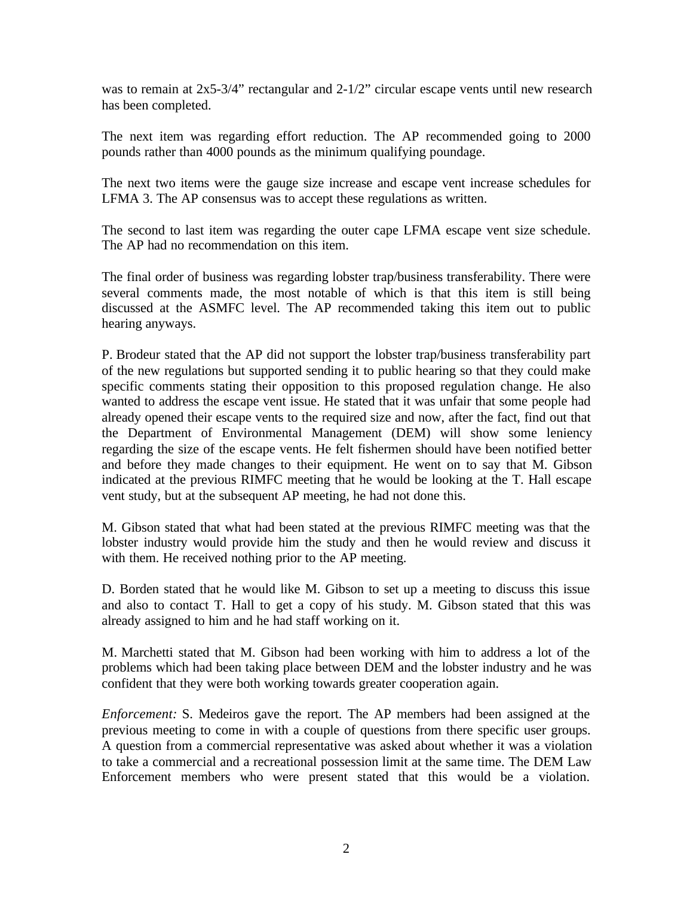was to remain at 2x5-3/4" rectangular and 2-1/2" circular escape vents until new research has been completed.

The next item was regarding effort reduction. The AP recommended going to 2000 pounds rather than 4000 pounds as the minimum qualifying poundage.

The next two items were the gauge size increase and escape vent increase schedules for LFMA 3. The AP consensus was to accept these regulations as written.

The second to last item was regarding the outer cape LFMA escape vent size schedule. The AP had no recommendation on this item.

The final order of business was regarding lobster trap/business transferability. There were several comments made, the most notable of which is that this item is still being discussed at the ASMFC level. The AP recommended taking this item out to public hearing anyways.

P. Brodeur stated that the AP did not support the lobster trap/business transferability part of the new regulations but supported sending it to public hearing so that they could make specific comments stating their opposition to this proposed regulation change. He also wanted to address the escape vent issue. He stated that it was unfair that some people had already opened their escape vents to the required size and now, after the fact, find out that the Department of Environmental Management (DEM) will show some leniency regarding the size of the escape vents. He felt fishermen should have been notified better and before they made changes to their equipment. He went on to say that M. Gibson indicated at the previous RIMFC meeting that he would be looking at the T. Hall escape vent study, but at the subsequent AP meeting, he had not done this.

M. Gibson stated that what had been stated at the previous RIMFC meeting was that the lobster industry would provide him the study and then he would review and discuss it with them. He received nothing prior to the AP meeting.

D. Borden stated that he would like M. Gibson to set up a meeting to discuss this issue and also to contact T. Hall to get a copy of his study. M. Gibson stated that this was already assigned to him and he had staff working on it.

M. Marchetti stated that M. Gibson had been working with him to address a lot of the problems which had been taking place between DEM and the lobster industry and he was confident that they were both working towards greater cooperation again.

*Enforcement:* S. Medeiros gave the report. The AP members had been assigned at the previous meeting to come in with a couple of questions from there specific user groups. A question from a commercial representative was asked about whether it was a violation to take a commercial and a recreational possession limit at the same time. The DEM Law Enforcement members who were present stated that this would be a violation.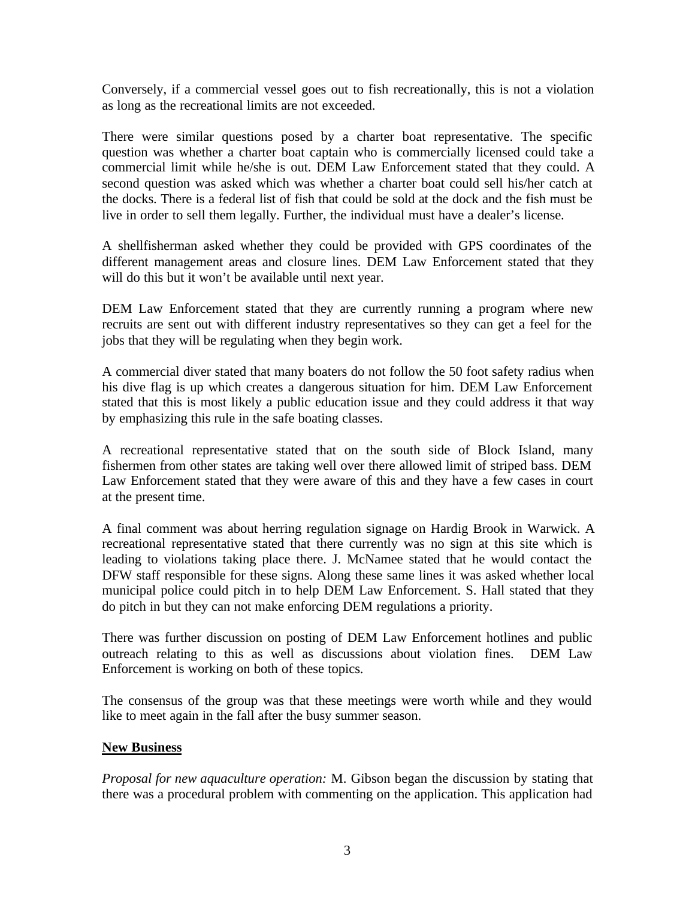Conversely, if a commercial vessel goes out to fish recreationally, this is not a violation as long as the recreational limits are not exceeded.

There were similar questions posed by a charter boat representative. The specific question was whether a charter boat captain who is commercially licensed could take a commercial limit while he/she is out. DEM Law Enforcement stated that they could. A second question was asked which was whether a charter boat could sell his/her catch at the docks. There is a federal list of fish that could be sold at the dock and the fish must be live in order to sell them legally. Further, the individual must have a dealer's license.

A shellfisherman asked whether they could be provided with GPS coordinates of the different management areas and closure lines. DEM Law Enforcement stated that they will do this but it won't be available until next year.

DEM Law Enforcement stated that they are currently running a program where new recruits are sent out with different industry representatives so they can get a feel for the jobs that they will be regulating when they begin work.

A commercial diver stated that many boaters do not follow the 50 foot safety radius when his dive flag is up which creates a dangerous situation for him. DEM Law Enforcement stated that this is most likely a public education issue and they could address it that way by emphasizing this rule in the safe boating classes.

A recreational representative stated that on the south side of Block Island, many fishermen from other states are taking well over there allowed limit of striped bass. DEM Law Enforcement stated that they were aware of this and they have a few cases in court at the present time.

A final comment was about herring regulation signage on Hardig Brook in Warwick. A recreational representative stated that there currently was no sign at this site which is leading to violations taking place there. J. McNamee stated that he would contact the DFW staff responsible for these signs. Along these same lines it was asked whether local municipal police could pitch in to help DEM Law Enforcement. S. Hall stated that they do pitch in but they can not make enforcing DEM regulations a priority.

There was further discussion on posting of DEM Law Enforcement hotlines and public outreach relating to this as well as discussions about violation fines. DEM Law Enforcement is working on both of these topics.

The consensus of the group was that these meetings were worth while and they would like to meet again in the fall after the busy summer season.

**New Business**

*Proposal for new aquaculture operation:* M. Gibson began the discussion by stating that there was a procedural problem with commenting on the application. This application had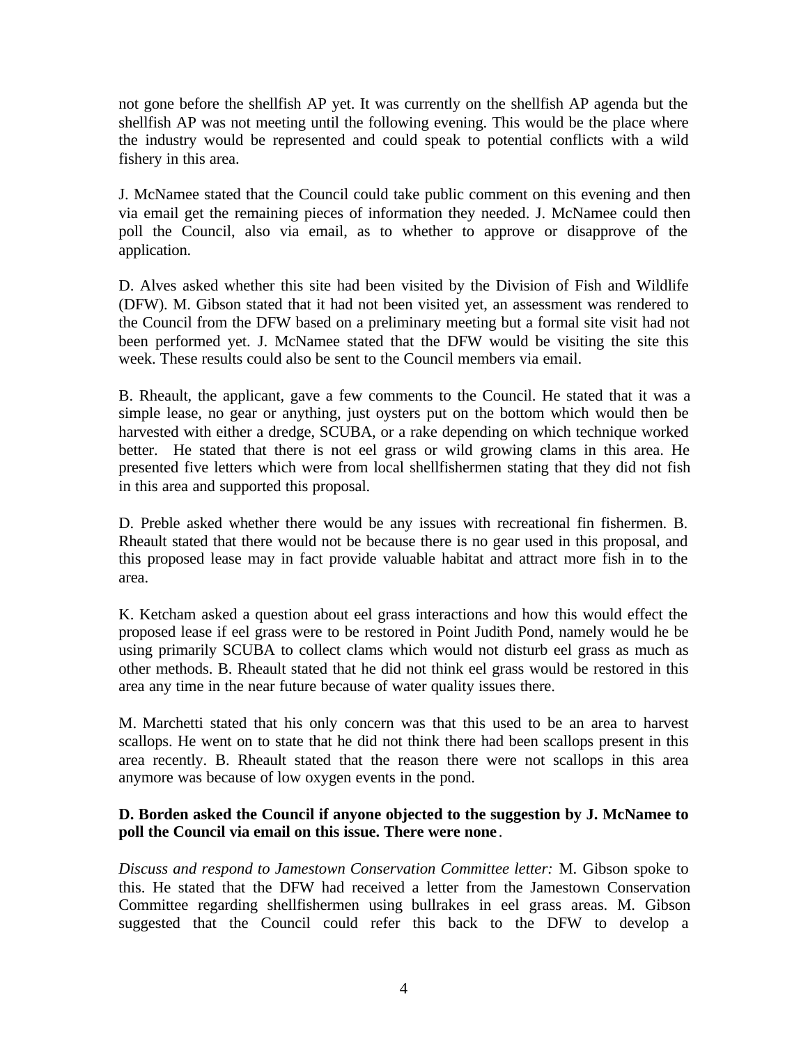not gone before the shellfish AP yet. It was currently on the shellfish AP agenda but the shellfish AP was not meeting until the following evening. This would be the place where the industry would be represented and could speak to potential conflicts with a wild fishery in this area.

J. McNamee stated that the Council could take public comment on this evening and then via email get the remaining pieces of information they needed. J. McNamee could then poll the Council, also via email, as to whether to approve or disapprove of the application.

D. Alves asked whether this site had been visited by the Division of Fish and Wildlife (DFW). M. Gibson stated that it had not been visited yet, an assessment was rendered to the Council from the DFW based on a preliminary meeting but a formal site visit had not been performed yet. J. McNamee stated that the DFW would be visiting the site this week. These results could also be sent to the Council members via email.

B. Rheault, the applicant, gave a few comments to the Council. He stated that it was a simple lease, no gear or anything, just oysters put on the bottom which would then be harvested with either a dredge, SCUBA, or a rake depending on which technique worked better. He stated that there is not eel grass or wild growing clams in this area. He presented five letters which were from local shellfishermen stating that they did not fish in this area and supported this proposal.

D. Preble asked whether there would be any issues with recreational fin fishermen. B. Rheault stated that there would not be because there is no gear used in this proposal, and this proposed lease may in fact provide valuable habitat and attract more fish in to the area.

K. Ketcham asked a question about eel grass interactions and how this would effect the proposed lease if eel grass were to be restored in Point Judith Pond, namely would he be using primarily SCUBA to collect clams which would not disturb eel grass as much as other methods. B. Rheault stated that he did not think eel grass would be restored in this area any time in the near future because of water quality issues there.

M. Marchetti stated that his only concern was that this used to be an area to harvest scallops. He went on to state that he did not think there had been scallops present in this area recently. B. Rheault stated that the reason there were not scallops in this area anymore was because of low oxygen events in the pond.

**D. Borden asked the Council if anyone objected to the suggestion by J. McNamee to poll the Council via email on this issue. There were none**.

*Discuss and respond to Jamestown Conservation Committee letter:* M. Gibson spoke to this. He stated that the DFW had received a letter from the Jamestown Conservation Committee regarding shellfishermen using bullrakes in eel grass areas. M. Gibson suggested that the Council could refer this back to the DFW to develop a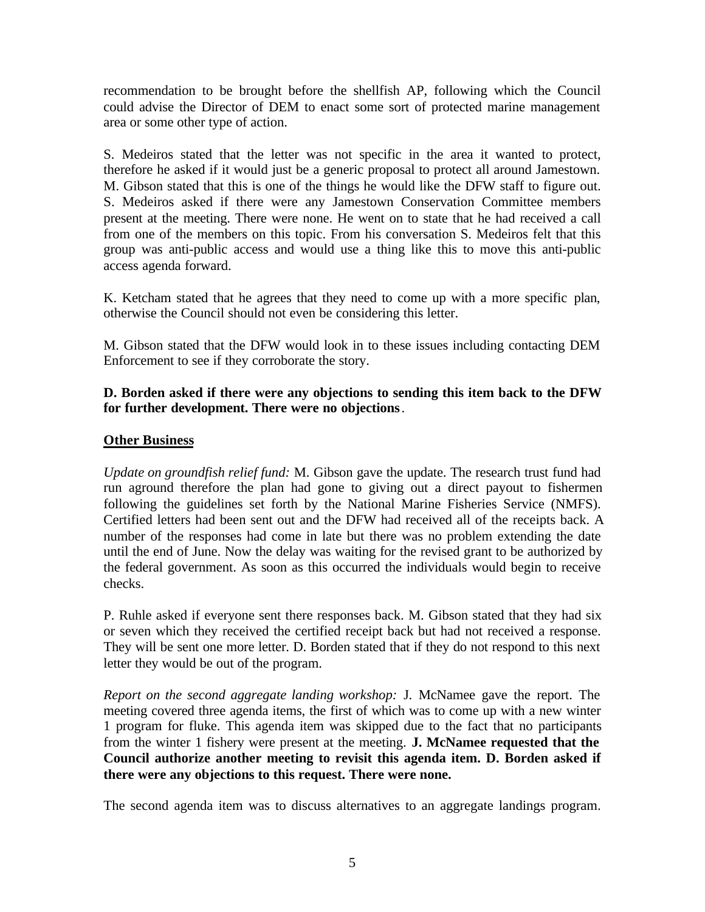recommendation to be brought before the shellfish AP, following which the Council could advise the Director of DEM to enact some sort of protected marine management area or some other type of action.

S. Medeiros stated that the letter was not specific in the area it wanted to protect, therefore he asked if it would just be a generic proposal to protect all around Jamestown. M. Gibson stated that this is one of the things he would like the DFW staff to figure out. S. Medeiros asked if there were any Jamestown Conservation Committee members present at the meeting. There were none. He went on to state that he had received a call from one of the members on this topic. From his conversation S. Medeiros felt that this group was anti-public access and would use a thing like this to move this anti-public access agenda forward.

K. Ketcham stated that he agrees that they need to come up with a more specific plan, otherwise the Council should not even be considering this letter.

M. Gibson stated that the DFW would look in to these issues including contacting DEM Enforcement to see if they corroborate the story.

**D. Borden asked if there were any objections to sending this item back to the DFW for further development. There were no objections**.

**<u>Other Business</u>**

*Update on groundfish relief fund:* M. Gibson gave the update. The research trust fund had run aground therefore the plan had gone to giving out a direct payout to fishermen following the guidelines set forth by the National Marine Fisheries Service (NMFS). Certified letters had been sent out and the DFW had received all of the receipts back. A number of the responses had come in late but there was no problem extending the date until the end of June. Now the delay was waiting for the revised grant to be authorized by the federal government. As soon as this occurred the individuals would begin to receive checks.

P. Ruhle asked if everyone sent there responses back. M. Gibson stated that they had six or seven which they received the certified receipt back but had not received a response. They will be sent one more letter. D. Borden stated that if they do not respond to this next letter they would be out of the program.

*Report on the second aggregate landing workshop:* J. McNamee gave the report. The meeting covered three agenda items, the first of which was to come up with a new winter 1 program for fluke. This agenda item was skipped due to the fact that no participants from the winter 1 fishery were present at the meeting. **J. McNamee requested that the Council authorize another meeting to revisit this agenda item. D. Borden asked if there were any objections to this request. There were none.**

The second agenda item was to discuss alternatives to an aggregate landings program.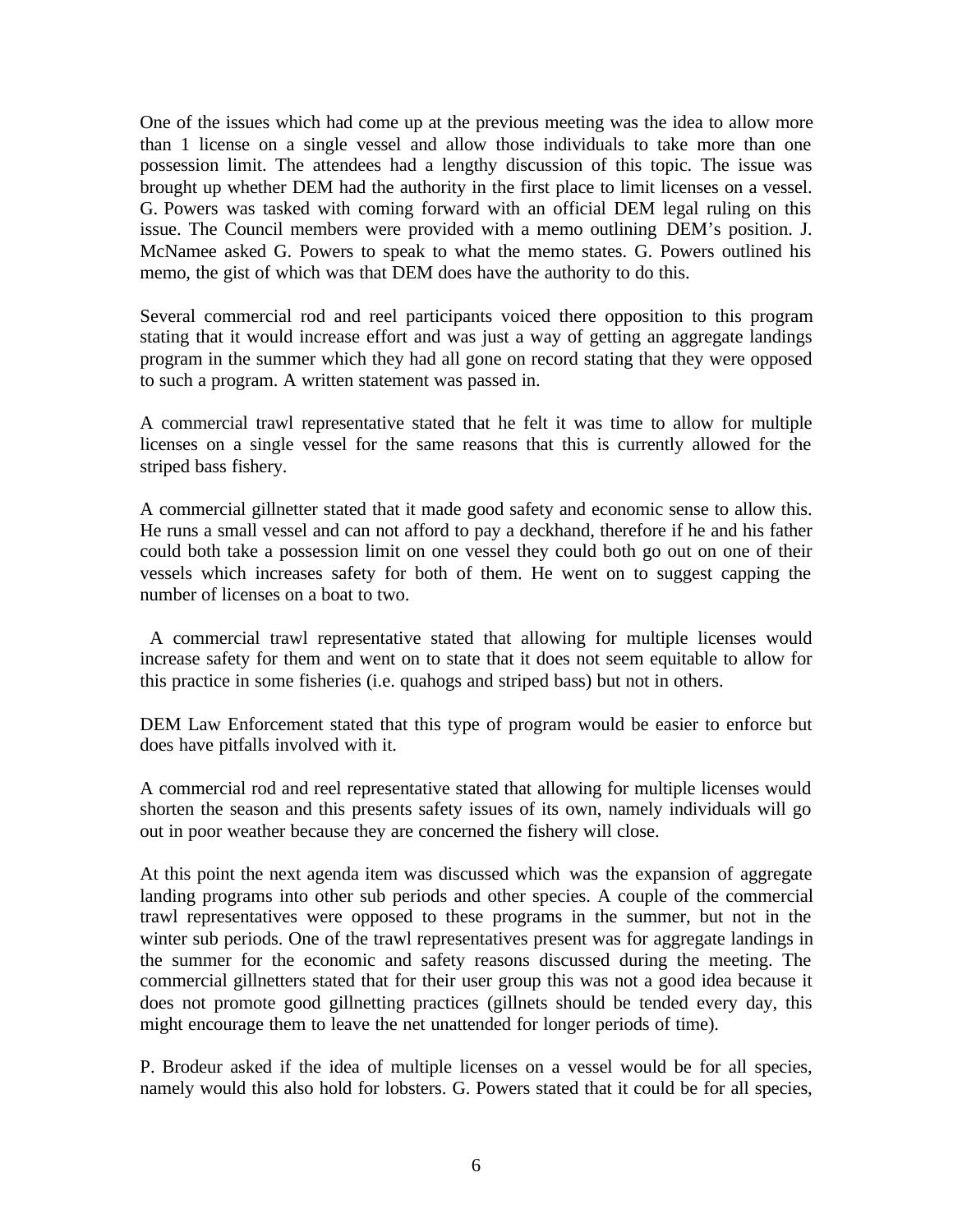One of the issues which had come up at the previous meeting was the idea to allow more than 1 license on a single vessel and allow those individuals to take more than one possession limit. The attendees had a lengthy discussion of this topic. The issue was brought up whether DEM had the authority in the first place to limit licenses on a vessel. G. Powers was tasked with coming forward with an official DEM legal ruling on this issue. The Council members were provided with a memo outlining DEM's position. J. McNamee asked G. Powers to speak to what the memo states. G. Powers outlined his memo, the gist of which was that DEM does have the authority to do this.

Several commercial rod and reel participants voiced there opposition to this program stating that it would increase effort and was just a way of getting an aggregate landings program in the summer which they had all gone on record stating that they were opposed to such a program. A written statement was passed in.

A commercial trawl representative stated that he felt it was time to allow for multiple licenses on a single vessel for the same reasons that this is currently allowed for the striped bass fishery.

A commercial gillnetter stated that it made good safety and economic sense to allow this. He runs a small vessel and can not afford to pay a deckhand, therefore if he and his father could both take a possession limit on one vessel they could both go out on one of their vessels which increases safety for both of them. He went on to suggest capping the number of licenses on a boat to two.

A commercial trawl representative stated that allowing for multiple licenses would increase safety for them and went on to state that it does not seem equitable to allow for this practice in some fisheries (i.e. quahogs and striped bass) but not in others.

DEM Law Enforcement stated that this type of program would be easier to enforce but does have pitfalls involved with it.

A commercial rod and reel representative stated that allowing for multiple licenses would shorten the season and this presents safety issues of its own, namely individuals will go out in poor weather because they are concerned the fishery will close.

At this point the next agenda item was discussed which was the expansion of aggregate landing programs into other sub periods and other species. A couple of the commercial trawl representatives were opposed to these programs in the summer, but not in the winter sub periods. One of the trawl representatives present was for aggregate landings in the summer for the economic and safety reasons discussed during the meeting. The commercial gillnetters stated that for their user group this was not a good idea because it does not promote good gillnetting practices (gillnets should be tended every day, this might encourage them to leave the net unattended for longer periods of time).

P. Brodeur asked if the idea of multiple licenses on a vessel would be for all species, namely would this also hold for lobsters. G. Powers stated that it could be for all species,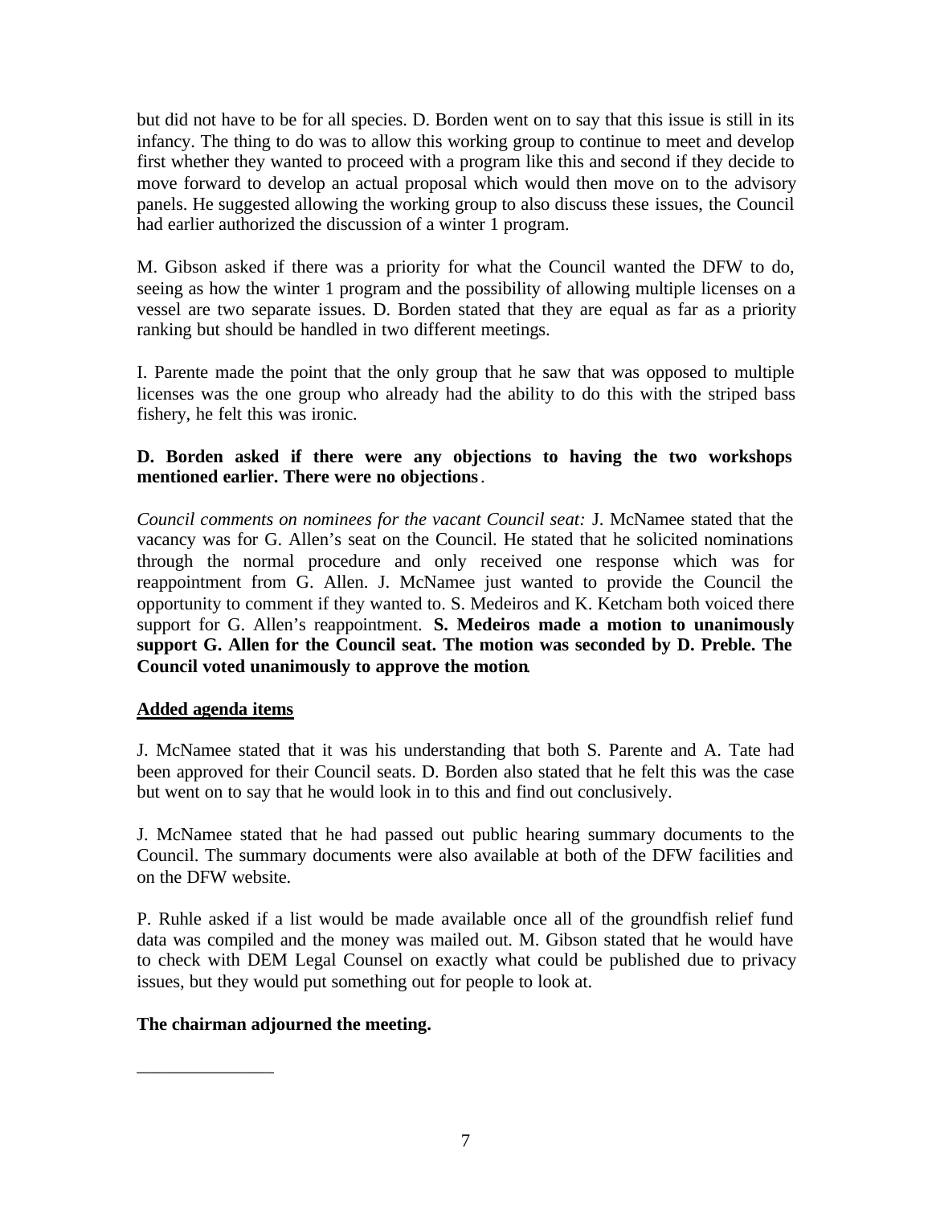but did not have to be for all species. D. Borden went on to say that this issue is still in its infancy. The thing to do was to allow this working group to continue to meet and develop first whether they wanted to proceed with a program like this and second if they decide to move forward to develop an actual proposal which would then move on to the advisory panels. He suggested allowing the working group to also discuss these issues, the Council had earlier authorized the discussion of a winter 1 program.

M. Gibson asked if there was a priority for what the Council wanted the DFW to do, seeing as how the winter 1 program and the possibility of allowing multiple licenses on a vessel are two separate issues. D. Borden stated that they are equal as far as a priority ranking but should be handled in two different meetings.

I. Parente made the point that the only group that he saw that was opposed to multiple licenses was the one group who already had the ability to do this with the striped bass fishery, he felt this was ironic.

**D. Borden asked if there were any objections to having the two workshops mentioned earlier. There were no objections**.

*Council comments on nominees for the vacant Council seat:* J. McNamee stated that the vacancy was for G. Allen's seat on the Council. He stated that he solicited nominations through the normal procedure and only received one response which was for reappointment from G. Allen. J. McNamee just wanted to provide the Council the opportunity to comment if they wanted to. S. Medeiros and K. Ketcham both voiced there support for G. Allen's reappointment. **S. Medeiros made a motion to unanimously support G. Allen for the Council seat. The motion was seconded by D. Preble. The Council voted unanimously to approve the motion.**

**Added agenda items**

J. McNamee stated that it was his understanding that both S. Parente and A. Tate had been approved for their Council seats. D. Borden also stated that he felt this was the case but went on to say that he would look in to this and find out conclusively.

J. McNamee stated that he had passed out public hearing summary documents to the Council. The summary documents were also available at both of the DFW facilities and on the DFW website.

P. Ruhle asked if a list would be made available once all of the groundfish relief fund data was compiled and the money was mailed out. M. Gibson stated that he would have to check with DEM Legal Counsel on exactly what could be published due to privacy issues, but they would put something out for people to look at.

**The chairman adjourned the meeting.**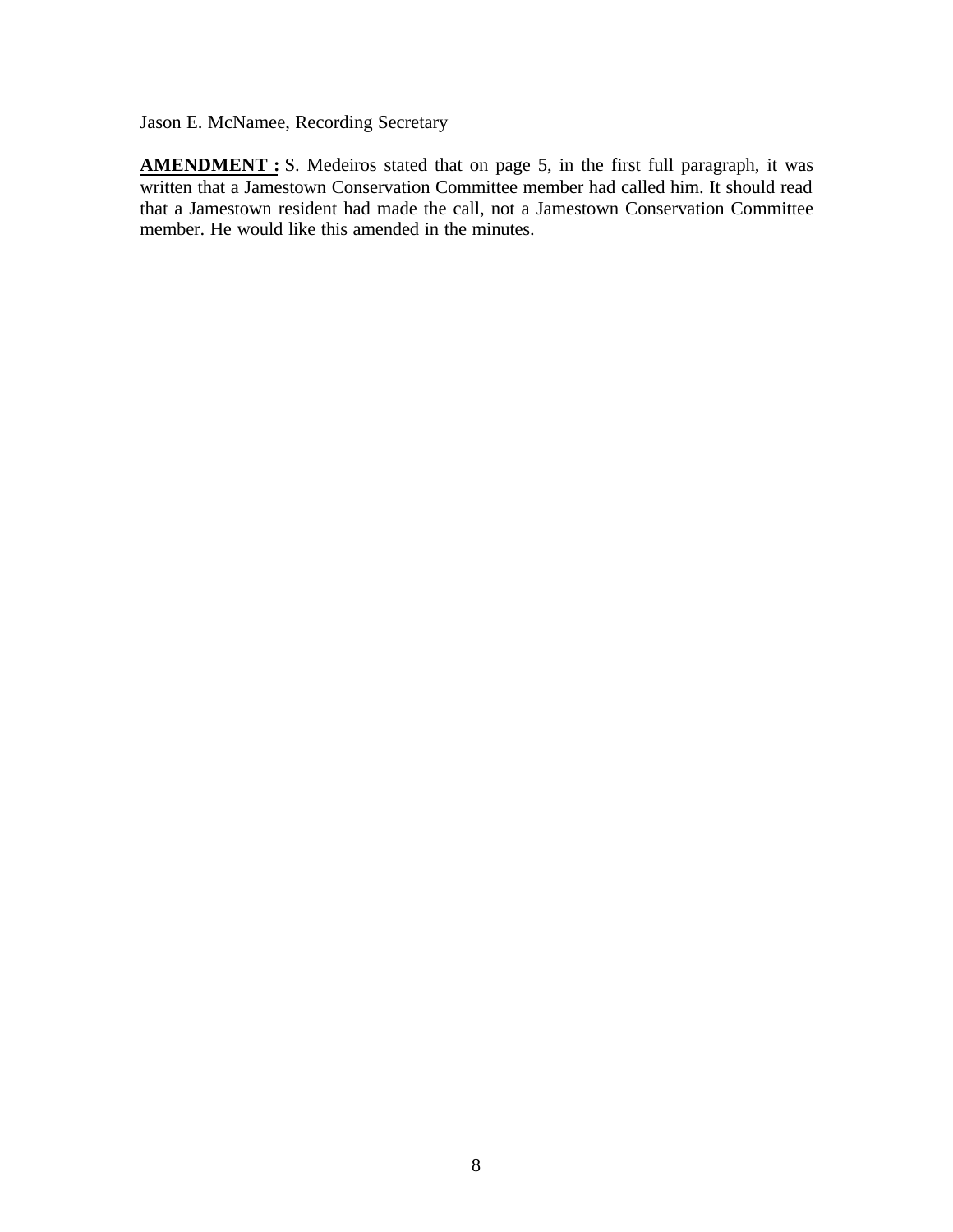Jason E. McNamee, Recording Secretary

**AMENDMENT :** S. Medeiros stated that on page 5, in the first full paragraph, it was written that a Jamestown Conservation Committee member had called him. It should read that a Jamestown resident had made the call, not a Jamestown Conservation Committee member. He would like this amended in the minutes.